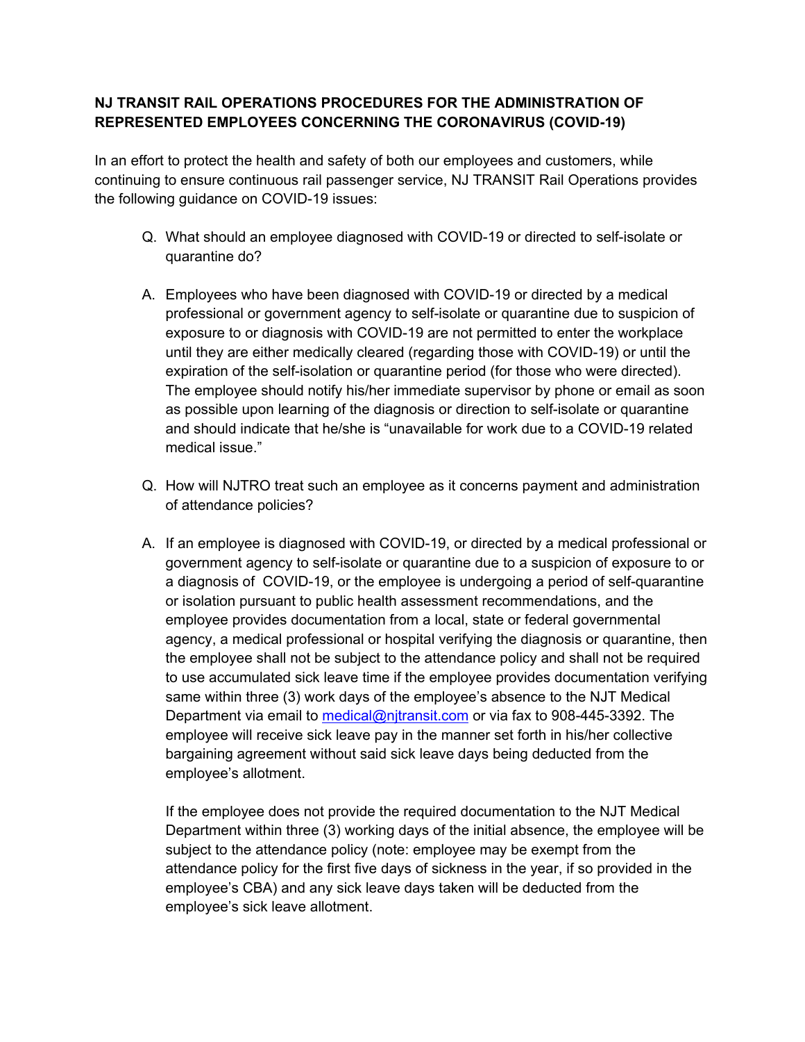**NJ TRANSIT RAIL OPERATIONS PROCEDURES FOR THE ADMINISTRATION OF REPRESENTED EMPLOYEES CONCERNING THE CORONAVIRUS (COVID-19)**

In an effort to protect the health and safety of both our employees and customers, while continuing to ensure continuous rail passenger service, NJ TRANSIT Rail Operations provides the following guidance on COVID-19 issues:

Q. What should an employee diagnosed with COVID-19 or directed to self-isolate or quarantine do?

A. Employees who have been diagnosed with COVID-19 or directed by a medical professional or government agency to self-isolate or quarantine due to suspicion of exposure to or diagnosis with COVID-19 are not permitted to enter the workplace until they are either medically cleared (regarding those with COVID-19) or until the expiration of the self-isolation or quarantine period (for those who were directed). The employee should notify his/her immediate supervisor by phone or email as soon as possible upon learning of the diagnosis or direction to self-isolate or quarantine and should indicate that he/she is "unavailable for work due to a COVID-19 related medical issue."

Q. How will NJTRO treat such an employee as it concerns payment and administration of attendance policies?

A. If an employee is diagnosed with COVID-19, or directed by a medical professional or government agency to self-isolate or quarantine due to a suspicion of exposure to or a diagnosis of COVID-19, or the employee is undergoing a period of self-quarantine or isolation pursuant to public health assessment recommendations, and the employee provides documentation from a local, state or federal governmental agency, a medical professional or hospital verifying the diagnosis or quarantine, then the employee shall not be subject to the attendance policy and shall not be required to use accumulated sick leave time if the employee provides documentation verifying same within three (3) work days of the employee's absence to the NJT Medical Department via email to [medical@njtransit.com](mailto:medical@njtransit.com) or via fax to 908-445-3392. The employee will receive sick leave pay in the manner set forth in his/her collective bargaining agreement without said sick leave days being deducted from the employee's allotment.

If the employee does not provide the required documentation to the NJT Medical Department within three (3) working days of the initial absence, the employee will be subject to the attendance policy (note: employee may be exempt from the attendance policy for the first five days of sickness in the year, if so provided in the employee's CBA) and any sick leave days taken will be deducted from the employee's sick leave allotment.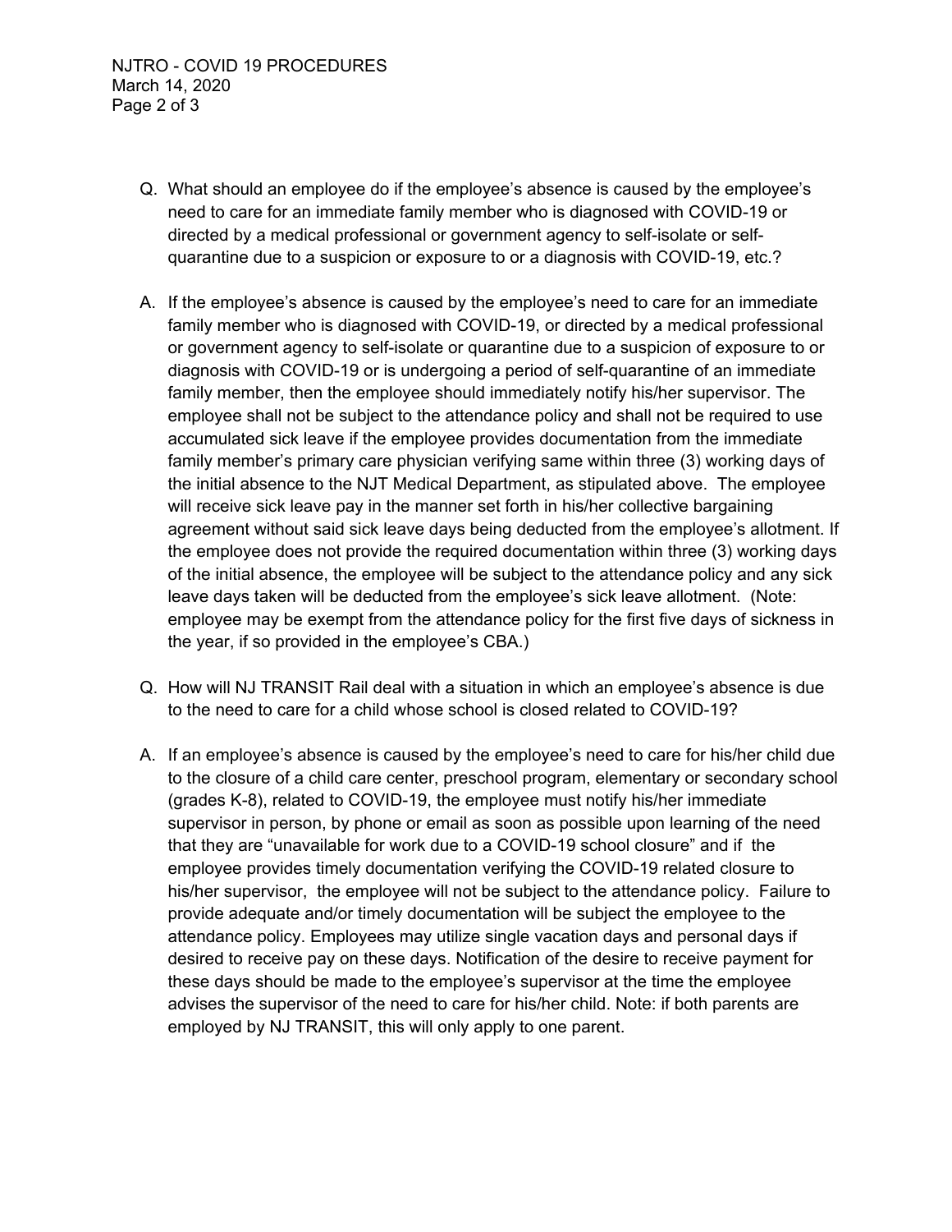Q. What should an employee do if the employee's absence is caused by the employee's need to care for an immediate family member who is diagnosed with COVID-19 or directed by a medical professional or government agency to self-isolate or self-quarantine due to a suspicion or exposure to or a diagnosis with COVID-19, etc.?

A. If the employee's absence is caused by the employee's need to care for an immediate family member who is diagnosed with COVID-19, or directed by a medical professional or government agency to self-isolate or quarantine due to a suspicion of exposure to or diagnosis with COVID-19 or is undergoing a period of self-quarantine of an immediate family member, then the employee should immediately notify his/her supervisor. The employee shall not be subject to the attendance policy and shall not be required to use accumulated sick leave if the employee provides documentation from the immediate family member's primary care physician verifying same within three (3) working days of the initial absence to the NJT Medical Department, as stipulated above. The employee will receive sick leave pay in the manner set forth in his/her collective bargaining agreement without said sick leave days being deducted from the employee's allotment. If the employee does not provide the required documentation within three (3) working days of the initial absence, the employee will be subject to the attendance policy and any sick leave days taken will be deducted from the employee's sick leave allotment. (Note: employee may be exempt from the attendance policy for the first five days of sickness in the year, if so provided in the employee's CBA.)

Q. How will NJ TRANSIT Rail deal with a situation in which an employee's absence is due to the need to care for a child whose school is closed related to COVID-19?

A. If an employee's absence is caused by the employee's need to care for his/her child due to the closure of a child care center, preschool program, elementary or secondary school (grades K-8), related to COVID-19, the employee must notify his/her immediate supervisor in person, by phone or email as soon as possible upon learning of the need that they are "unavailable for work due to a COVID-19 school closure" and if the employee provides timely documentation verifying the COVID-19 related closure to his/her supervisor, the employee will not be subject to the attendance policy. Failure to provide adequate and/or timely documentation will be subject the employee to the attendance policy. Employees may utilize single vacation days and personal days if desired to receive pay on these days. Notification of the desire to receive payment for these days should be made to the employee's supervisor at the time the employee advises the supervisor of the need to care for his/her child. Note: if both parents are employed by NJ TRANSIT, this will only apply to one parent.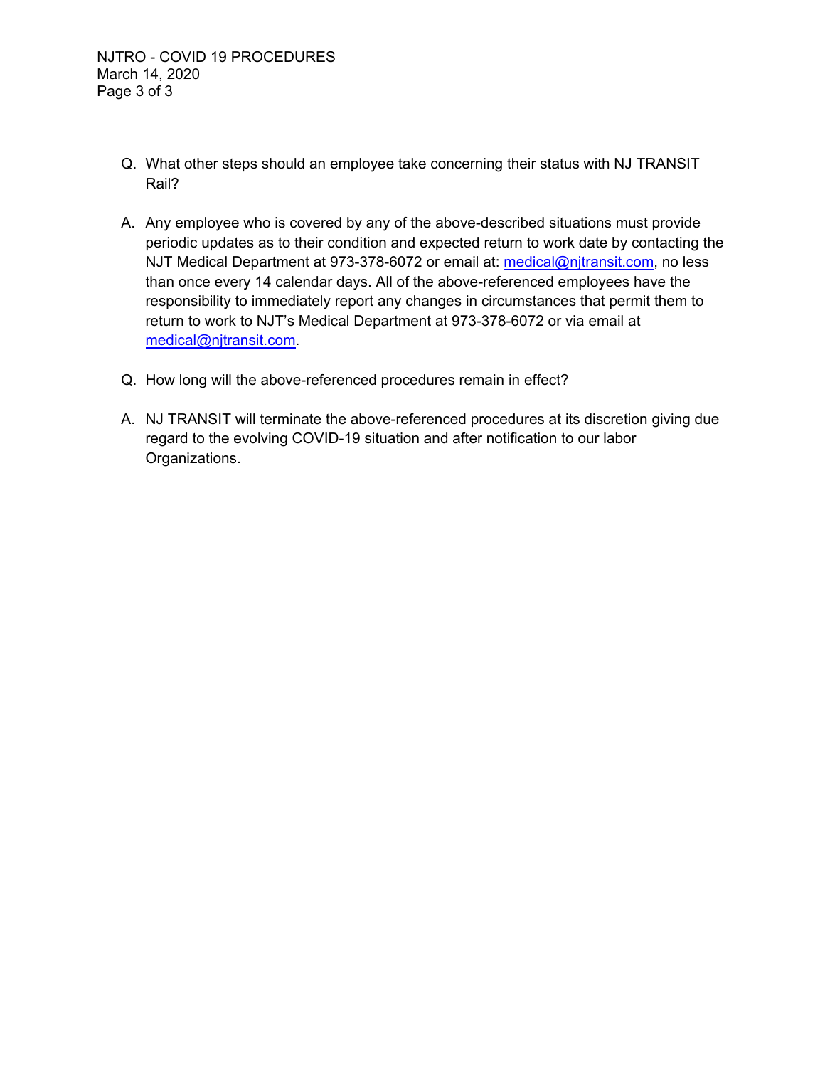Q. What other steps should an employee take concerning their status with NJ TRANSIT Rail?

A. Any employee who is covered by any of the above-described situations must provide periodic updates as to their condition and expected return to work date by contacting the NJT Medical Department at 973-378-6072 or email at: medical@njtransit.com, no less than once every 14 calendar days. All of the above-referenced employees have the responsibility to immediately report any changes in circumstances that permit them to return to work to NJT's Medical Department at 973-378-6072 or via email at medical@njtransit.com.

Q. How long will the above-referenced procedures remain in effect?

A. NJ TRANSIT will terminate the above-referenced procedures at its discretion giving due regard to the evolving COVID-19 situation and after notification to our labor Organizations.